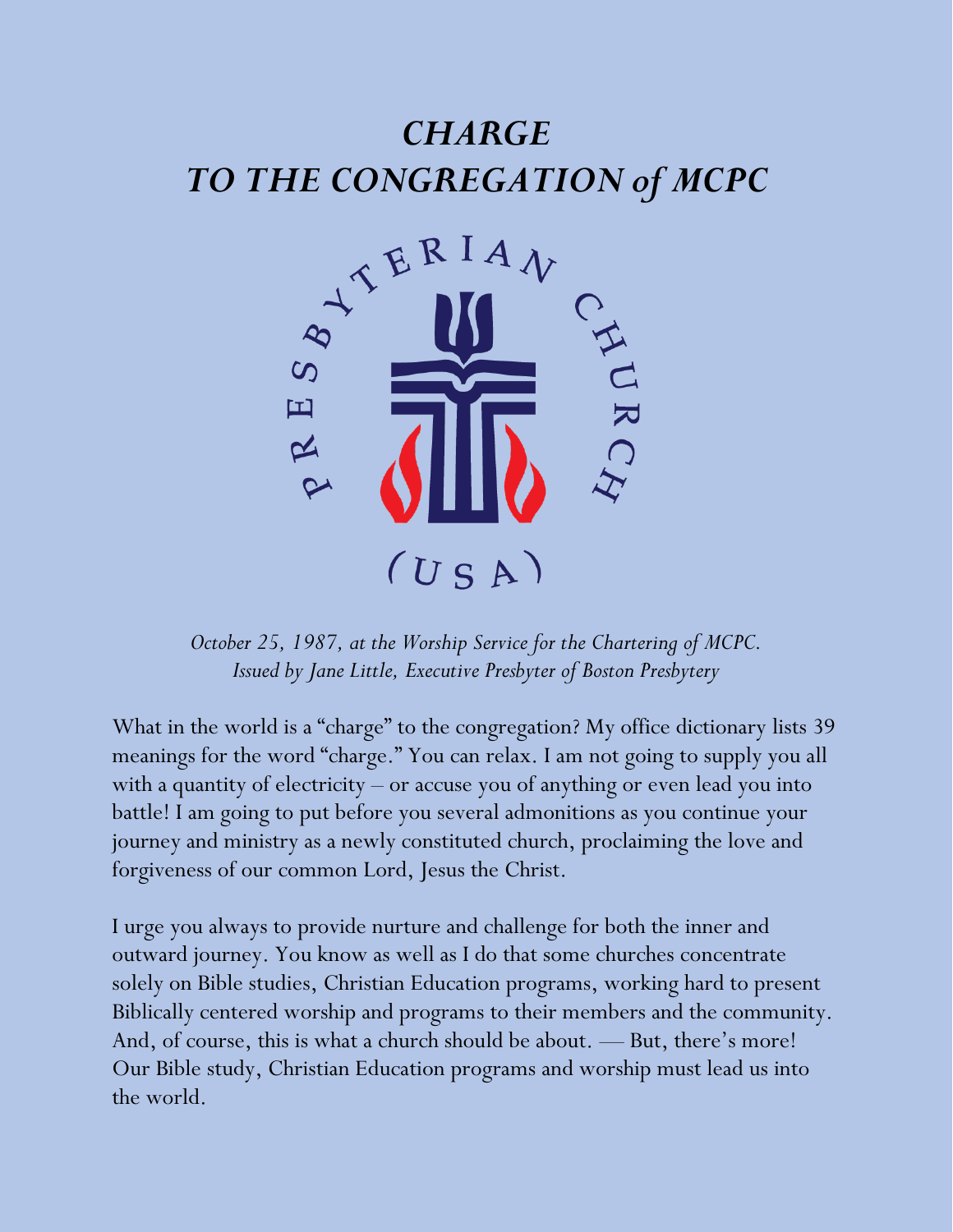# *CHARGE*
# *TO THE CONGREGATION of MCPC*

PRESBYTERIAN CHURCH (USA)

*October 25, 1987, at the Worship Service for the Chartering of MCPC.*
*Issued by Jane Little, Executive Presbyter of Boston Presbytery*

What in the world is a "charge" to the congregation? My office dictionary lists 39 meanings for the word "charge." You can relax. I am not going to supply you all with a quantity of electricity – or accuse you of anything or even lead you into battle! I am going to put before you several admonitions as you continue your journey and ministry as a newly constituted church, proclaiming the love and forgiveness of our common Lord, Jesus the Christ.

I urge you always to provide nurture and challenge for both the inner and outward journey. You know as well as I do that some churches concentrate solely on Bible studies, Christian Education programs, working hard to present Biblically centered worship and programs to their members and the community. And, of course, this is what a church should be about. — But, there's more! Our Bible study, Christian Education programs and worship must lead us into the world.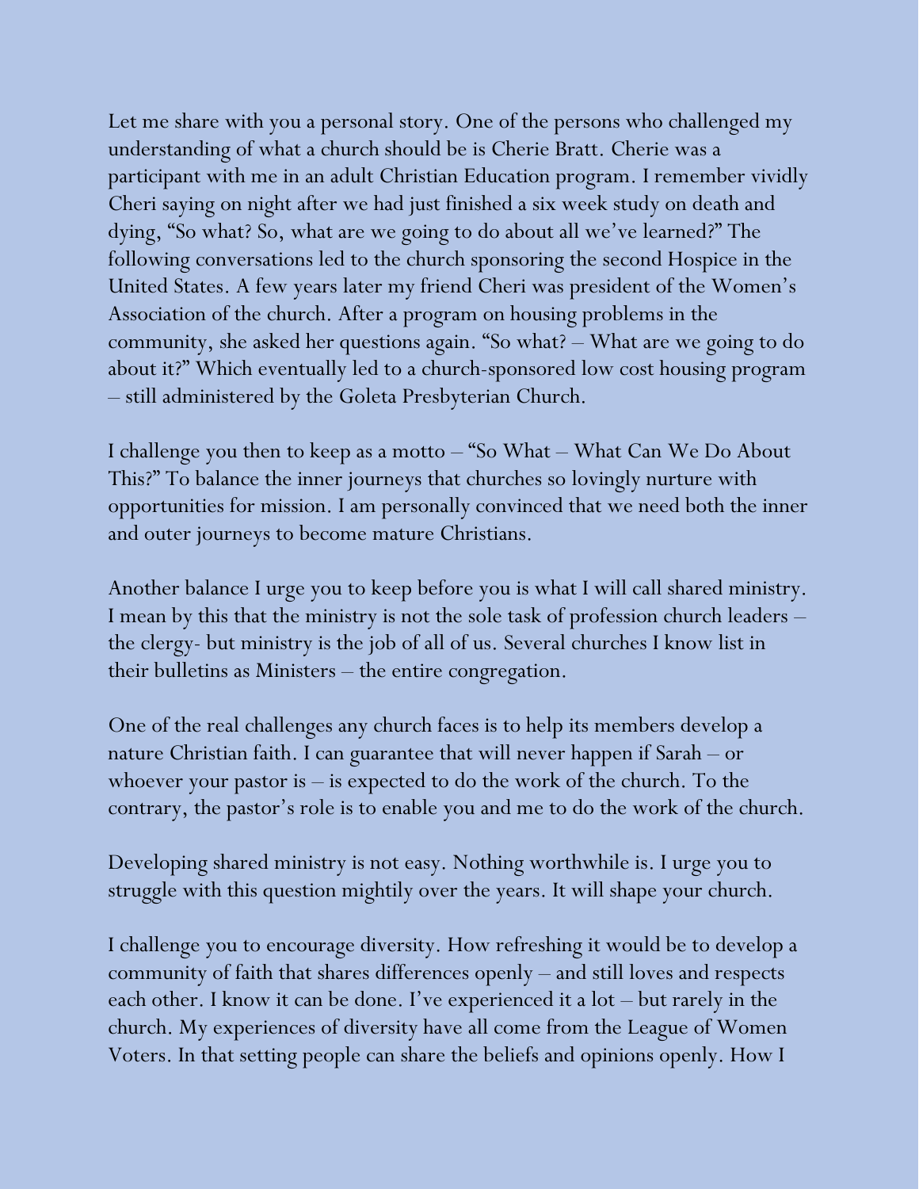Let me share with you a personal story. One of the persons who challenged my understanding of what a church should be is Cherie Bratt. Cherie was a participant with me in an adult Christian Education program. I remember vividly Cheri saying on night after we had just finished a six week study on death and dying, "So what? So, what are we going to do about all we've learned?" The following conversations led to the church sponsoring the second Hospice in the United States. A few years later my friend Cheri was president of the Women's Association of the church. After a program on housing problems in the community, she asked her questions again. "So what? – What are we going to do about it?" Which eventually led to a church-sponsored low cost housing program – still administered by the Goleta Presbyterian Church.

I challenge you then to keep as a motto – "So What – What Can We Do About This?" To balance the inner journeys that churches so lovingly nurture with opportunities for mission. I am personally convinced that we need both the inner and outer journeys to become mature Christians.

Another balance I urge you to keep before you is what I will call shared ministry. I mean by this that the ministry is not the sole task of profession church leaders – the clergy- but ministry is the job of all of us. Several churches I know list in their bulletins as Ministers – the entire congregation.

One of the real challenges any church faces is to help its members develop a nature Christian faith. I can guarantee that will never happen if Sarah – or whoever your pastor is – is expected to do the work of the church. To the contrary, the pastor's role is to enable you and me to do the work of the church.

Developing shared ministry is not easy. Nothing worthwhile is. I urge you to struggle with this question mightily over the years. It will shape your church.

I challenge you to encourage diversity. How refreshing it would be to develop a community of faith that shares differences openly – and still loves and respects each other. I know it can be done. I've experienced it a lot – but rarely in the church. My experiences of diversity have all come from the League of Women Voters. In that setting people can share the beliefs and opinions openly. How I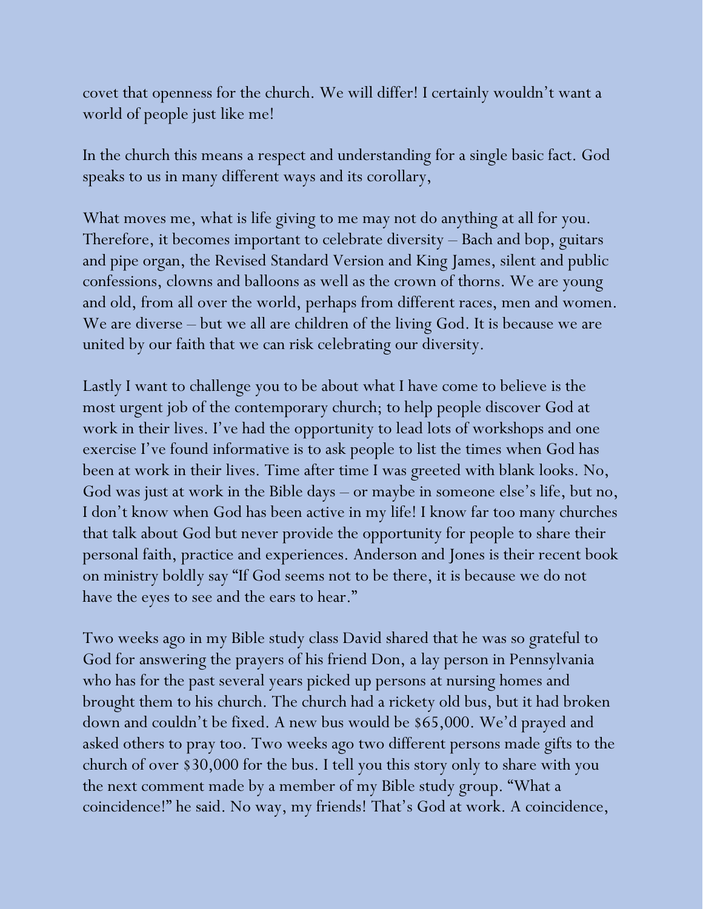covet that openness for the church. We will differ! I certainly wouldn't want a world of people just like me!

In the church this means a respect and understanding for a single basic fact. God speaks to us in many different ways and its corollary,

What moves me, what is life giving to me may not do anything at all for you. Therefore, it becomes important to celebrate diversity – Bach and bop, guitars and pipe organ, the Revised Standard Version and King James, silent and public confessions, clowns and balloons as well as the crown of thorns. We are young and old, from all over the world, perhaps from different races, men and women. We are diverse – but we all are children of the living God. It is because we are united by our faith that we can risk celebrating our diversity.

Lastly I want to challenge you to be about what I have come to believe is the most urgent job of the contemporary church; to help people discover God at work in their lives. I've had the opportunity to lead lots of workshops and one exercise I've found informative is to ask people to list the times when God has been at work in their lives. Time after time I was greeted with blank looks. No, God was just at work in the Bible days – or maybe in someone else's life, but no, I don't know when God has been active in my life! I know far too many churches that talk about God but never provide the opportunity for people to share their personal faith, practice and experiences. Anderson and Jones is their recent book on ministry boldly say "If God seems not to be there, it is because we do not have the eyes to see and the ears to hear."

Two weeks ago in my Bible study class David shared that he was so grateful to God for answering the prayers of his friend Don, a lay person in Pennsylvania who has for the past several years picked up persons at nursing homes and brought them to his church. The church had a rickety old bus, but it had broken down and couldn't be fixed. A new bus would be $65,000. We'd prayed and asked others to pray too. Two weeks ago two different persons made gifts to the church of over $30,000 for the bus. I tell you this story only to share with you the next comment made by a member of my Bible study group. "What a coincidence!" he said. No way, my friends! That's God at work. A coincidence,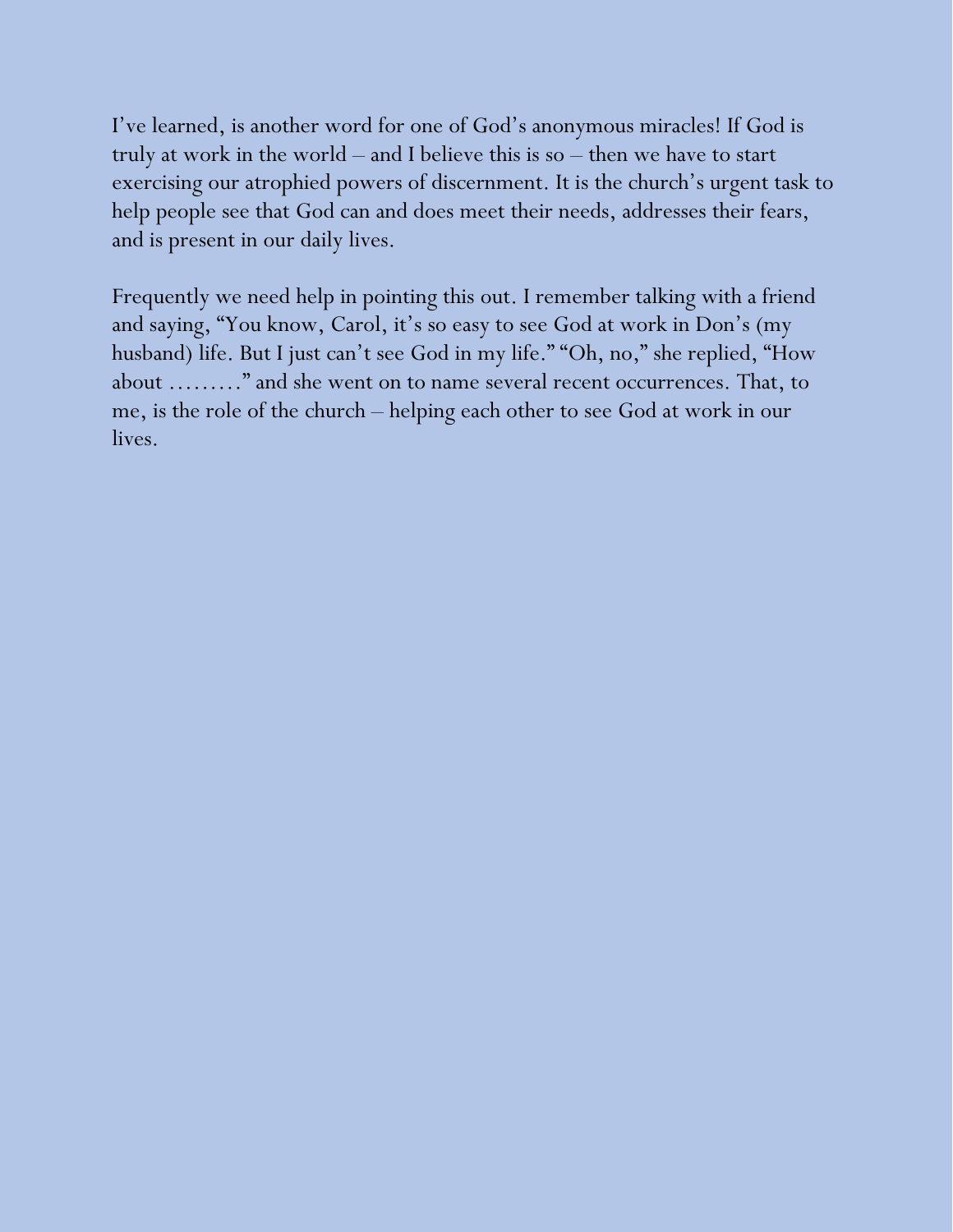I've learned, is another word for one of God's anonymous miracles! If God is truly at work in the world – and I believe this is so – then we have to start exercising our atrophied powers of discernment. It is the church's urgent task to help people see that God can and does meet their needs, addresses their fears, and is present in our daily lives.

Frequently we need help in pointing this out. I remember talking with a friend and saying, "You know, Carol, it's so easy to see God at work in Don's (my husband) life. But I just can't see God in my life." "Oh, no," she replied, "How about ………" and she went on to name several recent occurrences. That, to me, is the role of the church – helping each other to see God at work in our lives.